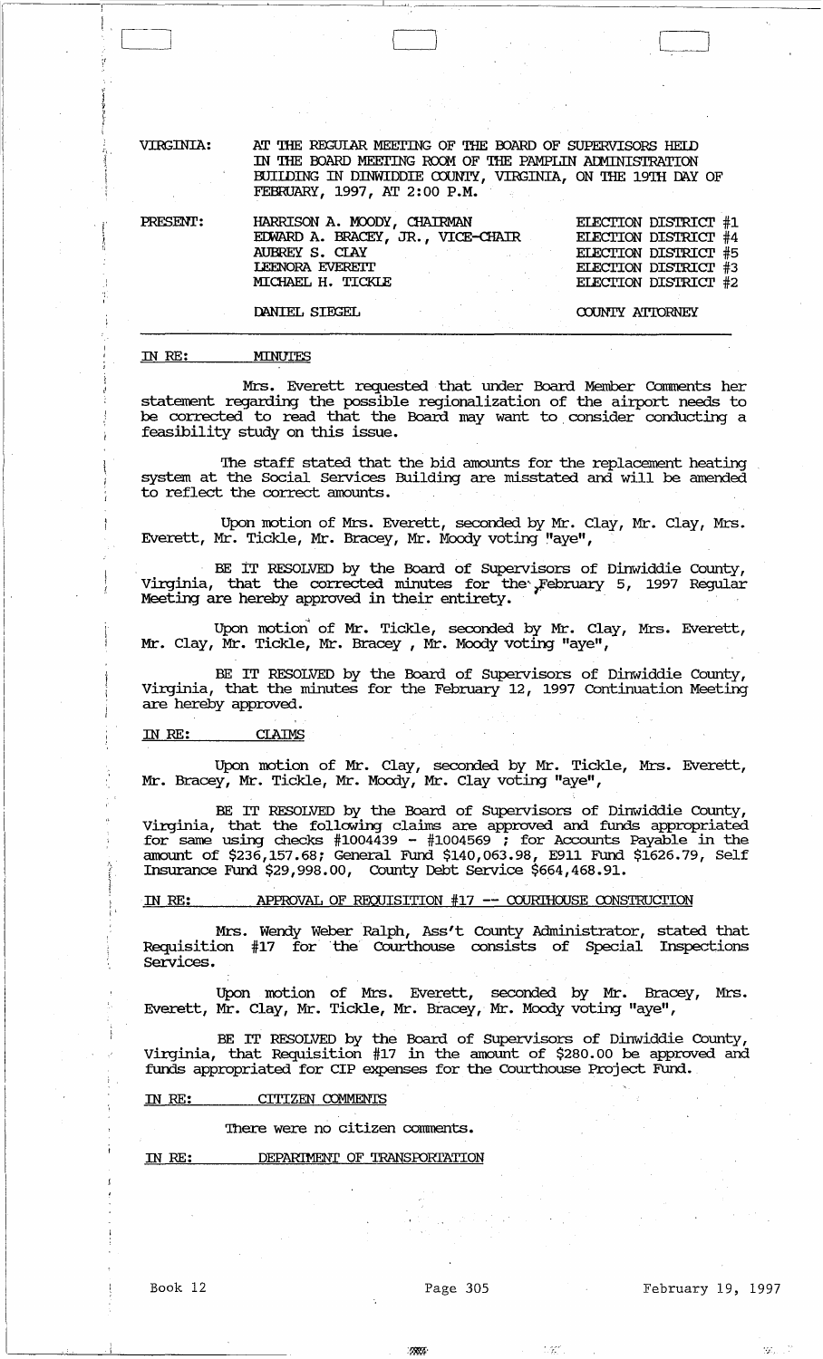VIRGINIA: AT THE REGULAR MEETING OF THE BOARD OF SUPERVISORS HELD IN THE BOARD MEETING ROOM OF THE PAMPLIN ADMINISTRATION BUILDING IN DINWIDDIE COUNTY, VIRGINIA, ON THE 19TH DAY OF FEBRUARY, 1997, AT 2:00 P.M.

| PRESENT: | | |
|---|---|---|
| | HARRISON A. MOODY, CHAIRMAN | ELECTION DISTRICT #1 |
| | EDWARD A. BRACEY, JR., VICE-CHAIR | ELECTION DISTRICT #4 |
| | AUBREY S. CLAY | ELECTION DISTRICT #5 |
| | LEENORA EVERETT | ELECTION DISTRICT #3 |
| | MICHAEL H. TICKLE | ELECTION DISTRICT #2 |
| | DANIEL SIEGEL | COUNTY ATTORNEY |

IN RE: MINUTES

Mrs. Everett requested that under Board Member Comments her statement regarding the possible regionalization of the airport needs to be corrected to read that the Board may want to consider conducting a feasibility study on this issue.

The staff stated that the bid amounts for the replacement heating system at the Social Services Building are misstated and will be amended to reflect the correct amounts.

Upon motion of Mrs. Everett, seconded by Mr. Clay, Mr. Clay, Mrs. Everett, Mr. Tickle, Mr. Bracey, Mr. Moody voting "aye",

BE IT RESOLVED by the Board of Supervisors of Dinwiddie County, Virginia, that the corrected minutes for the February 5, 1997 Regular Meeting are hereby approved in their entirety.

Upon motion of Mr. Tickle, seconded by Mr. Clay, Mrs. Everett, Mr. Clay, Mr. Tickle, Mr. Bracey , Mr. Moody voting "aye",

BE IT RESOLVED by the Board of Supervisors of Dinwiddie County, Virginia, that the minutes for the February 12, 1997 Continuation Meeting are hereby approved.

IN RE: CLAIMS

Upon motion of Mr. Clay, seconded by Mr. Tickle, Mrs. Everett, Mr. Bracey, Mr. Tickle, Mr. Moody, Mr. Clay voting "aye",

BE IT RESOLVED by the Board of Supervisors of Dinwiddie County, Virginia, that the following claims are approved and funds appropriated for same using checks #1004439 - #1004569 ; for Accounts Payable in the amount of $236,157.68; General Fund $140,063.98, E911 Fund $1626.79, Self Insurance Fund $29,998.00, County Debt Service $664,468.91.

IN RE: APPROVAL OF REQUISITION #17 -- COURTHOUSE CONSTRUCTION

Mrs. Wendy Weber Ralph, Ass't County Administrator, stated that Requisition #17 for the Courthouse consists of Special Inspections Services.

Upon motion of Mrs. Everett, seconded by Mr. Bracey, Mrs. Everett, Mr. Clay, Mr. Tickle, Mr. Bracey, Mr. Moody voting "aye",

BE IT RESOLVED by the Board of Supervisors of Dinwiddie County, Virginia, that Requisition #17 in the amount of $280.00 be approved and funds appropriated for CIP expenses for the Courthouse Project Fund.

IN RE: CITIZEN COMMENTS

There were no citizen comments.

IN RE: DEPARTMENT OF TRANSPORTATION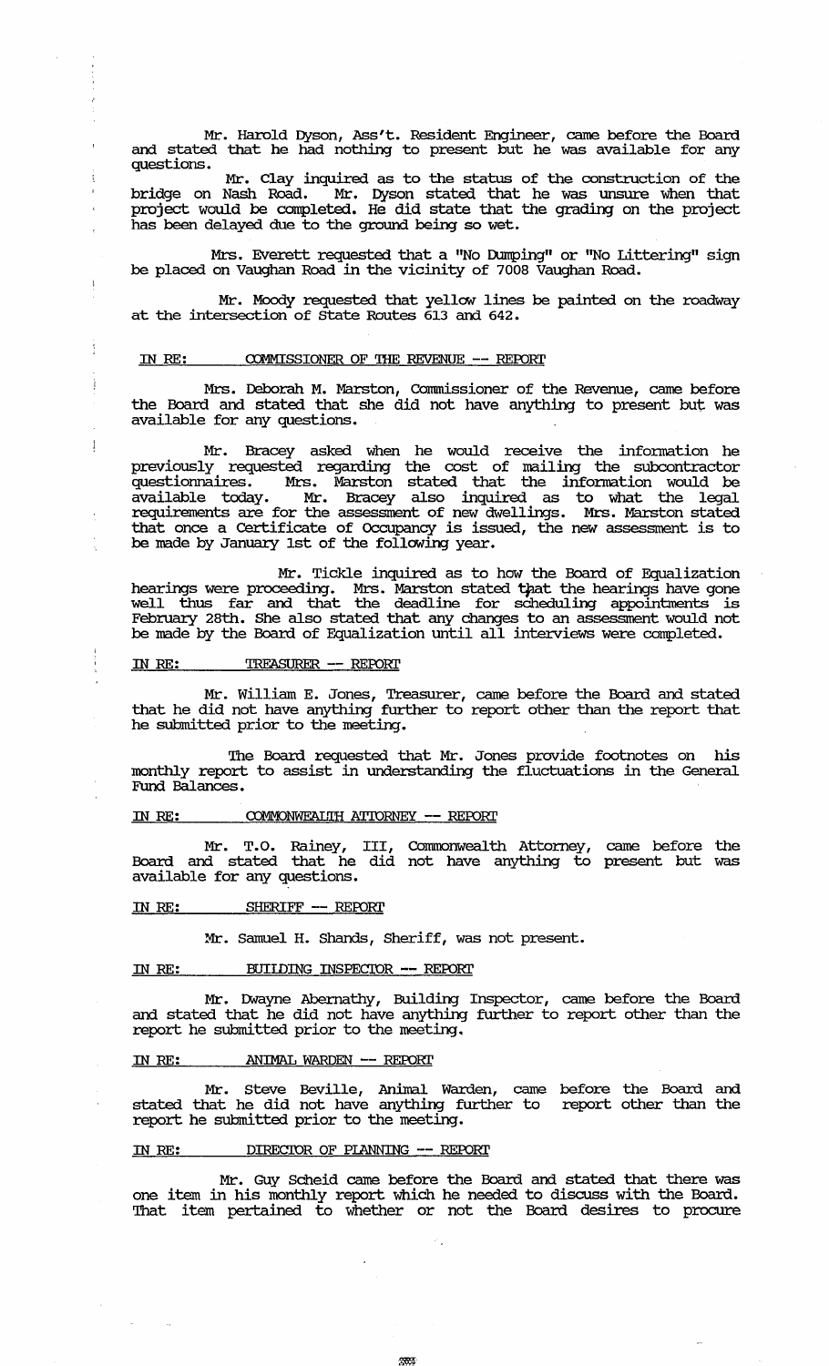Mr. Harold Dyson, Ass't. Resident Engineer, came before the Board and stated that he had nothing to present but he was available for any questions.

Mr. Clay inquired as to the status of the construction of the bridge on Nash Road. Mr. Dyson stated that he was unsure when that project would be completed. He did state that the grading on the project has been delayed due to the ground being so wet.

Mrs. Everett requested that a "No Dumping" or "No Littering" sign be placed on Vaughan Road in the vicinity of 7008 Vaughan Road.

Mr. Moody requested that yellow lines be painted on the roadway at the intersection of State Routes 613 and 642.

IN RE: COMMISSIONER OF THE REVENUE -- REPORT

Mrs. Deborah M. Marston, Commissioner of the Revenue, came before the Board and stated that she did not have anything to present but was available for any questions.

Mr. Bracey asked when he would receive the information he previously requested regarding the cost of mailing the subcontractor questionnaires. Mrs. Marston stated that the information would be available today. Mr. Bracey also inquired as to what the legal requirements are for the assessment of new dwellings. Mrs. Marston stated that once a Certificate of Occupancy is issued, the new assessment is to be made by January 1st of the following year.

Mr. Tickle inquired as to how the Board of Equalization hearings were proceeding. Mrs. Marston stated that the hearings have gone well thus far and that the deadline for scheduling appointments is February 28th. She also stated that any changes to an assessment would not be made by the Board of Equalization until all interviews were completed.

IN RE: TREASURER -- REPORT

Mr. William E. Jones, Treasurer, came before the Board and stated that he did not have anything further to report other than the report that he submitted prior to the meeting.

The Board requested that Mr. Jones provide footnotes on his monthly report to assist in understanding the fluctuations in the General Fund Balances.

IN RE: COMMONWEALTH ATTORNEY -- REPORT

Mr. T.O. Rainey, III, Commonwealth Attorney, came before the Board and stated that he did not have anything to present but was available for any questions.

IN RE: SHERIFF -- REPORT

Mr. Samuel H. Shands, Sheriff, was not present.

IN RE: BUILDING INSPECTOR -- REPORT

Mr. Dwayne Abernathy, Building Inspector, came before the Board and stated that he did not have anything further to report other than the report he submitted prior to the meeting.

IN RE: ANIMAL WARDEN -- REPORT

Mr. Steve Beville, Animal Warden, came before the Board and stated that he did not have anything further to report other than the report he submitted prior to the meeting.

IN RE: DIRECTOR OF PLANNING -- REPORT

Mr. Guy Scheid came before the Board and stated that there was one item in his monthly report which he needed to discuss with the Board. That item pertained to whether or not the Board desires to procure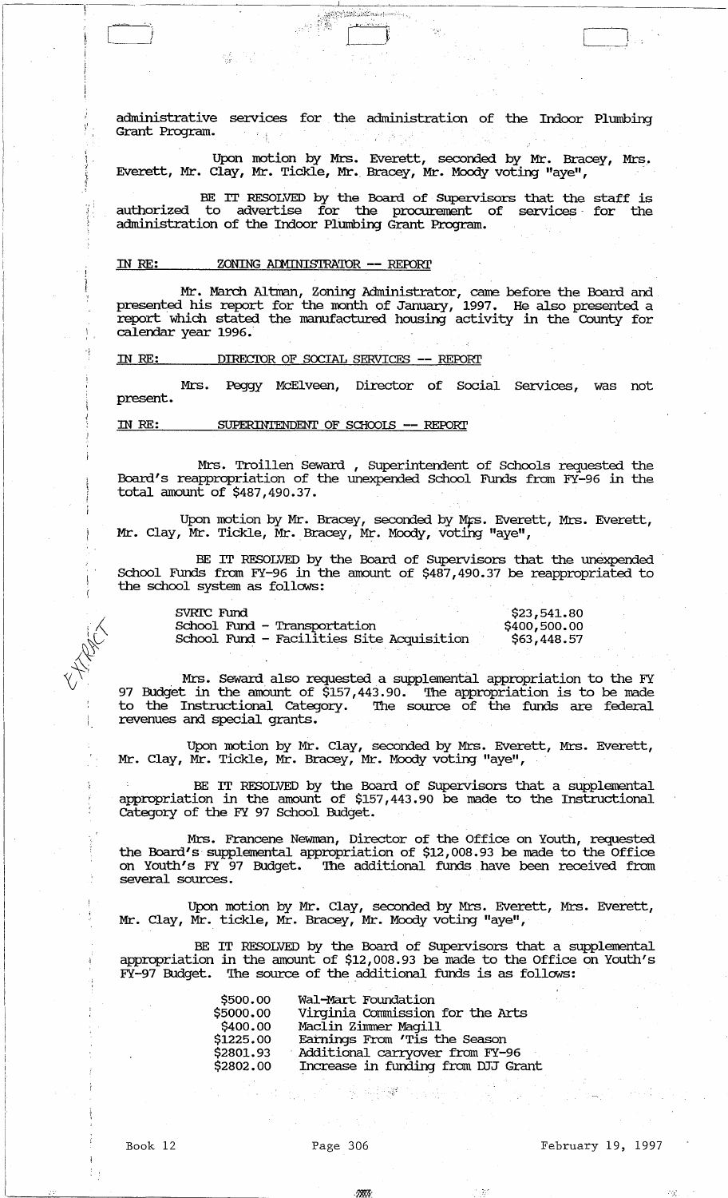administrative services for the administration of the Indoor Plumbing Grant Program.

Upon motion by Mrs. Everett, seconded by Mr. Bracey, Mrs. Everett, Mr. Clay, Mr. Tickle, Mr. Bracey, Mr. Moody voting "aye",

BE IT RESOLVED by the Board of Supervisors that the staff is authorized to advertise for the procurement of services for the administration of the Indoor Plumbing Grant Program.

IN RE: ZONING ADMINISTRATOR -- REPORT

Mr. March Altman, Zoning Administrator, came before the Board and presented his report for the month of January, 1997. He also presented a report which stated the manufactured housing activity in the County for calendar year 1996.

IN RE: DIRECTOR OF SOCIAL SERVICES -- REPORT

Mrs. Peggy McElveen, Director of Social Services, was not present.

IN RE: SUPERINTENDENT OF SCHOOLS -- REPORT

Mrs. Troillen Seward , Superintendent of Schools requested the Board's reappropriation of the unexpended School Funds from FY-96 in the total amount of $487,490.37.

Upon motion by Mr. Bracey, seconded by Mrs. Everett, Mrs. Everett, Mr. Clay, Mr. Tickle, Mr. Bracey, Mr. Moody, voting "aye",

BE IT RESOLVED by the Board of Supervisors that the unexpended School Funds from FY-96 in the amount of $487,490.37 be reappropriated to the school system as follows:

| | |
|---|---|
| SVRTC Fund | $23,541.80 |
| School Fund - Transportation | $400,500.00 |
| School Fund - Facilities Site Acquisition | $63,448.57 |

Mrs. Seward also requested a supplemental appropriation to the FY 97 Budget in the amount of $157,443.90. The appropriation is to be made to the Instructional Category. The source of the funds are federal revenues and special grants.

Upon motion by Mr. Clay, seconded by Mrs. Everett, Mrs. Everett, Mr. Clay, Mr. Tickle, Mr. Bracey, Mr. Moody voting "aye",

BE IT RESOLVED by the Board of Supervisors that a supplemental appropriation in the amount of $157,443.90 be made to the Instructional Category of the FY 97 School Budget.

Mrs. Francene Newman, Director of the Office on Youth, requested the Board's supplemental appropriation of $12,008.93 be made to the Office on Youth's FY 97 Budget. The additional funds have been received from several sources.

Upon motion by Mr. Clay, seconded by Mrs. Everett, Mrs. Everett, Mr. Clay, Mr. tickle, Mr. Bracey, Mr. Moody voting "aye",

BE IT RESOLVED by the Board of Supervisors that a supplemental appropriation in the amount of $12,008.93 be made to the Office on Youth's FY-97 Budget. The source of the additional funds is as follows:

| | |
|---|---|
| $500.00 | Wal-Mart Foundation |
| $5000.00 | Virginia Commission for the Arts |
| $400.00 | Maclin Zimmer Magill |
| $1225.00 | Earnings From 'Tis the Season |
| $2801.93 | Additional carryover from FY-96 |
| $2802.00 | Increase in funding from DJJ Grant |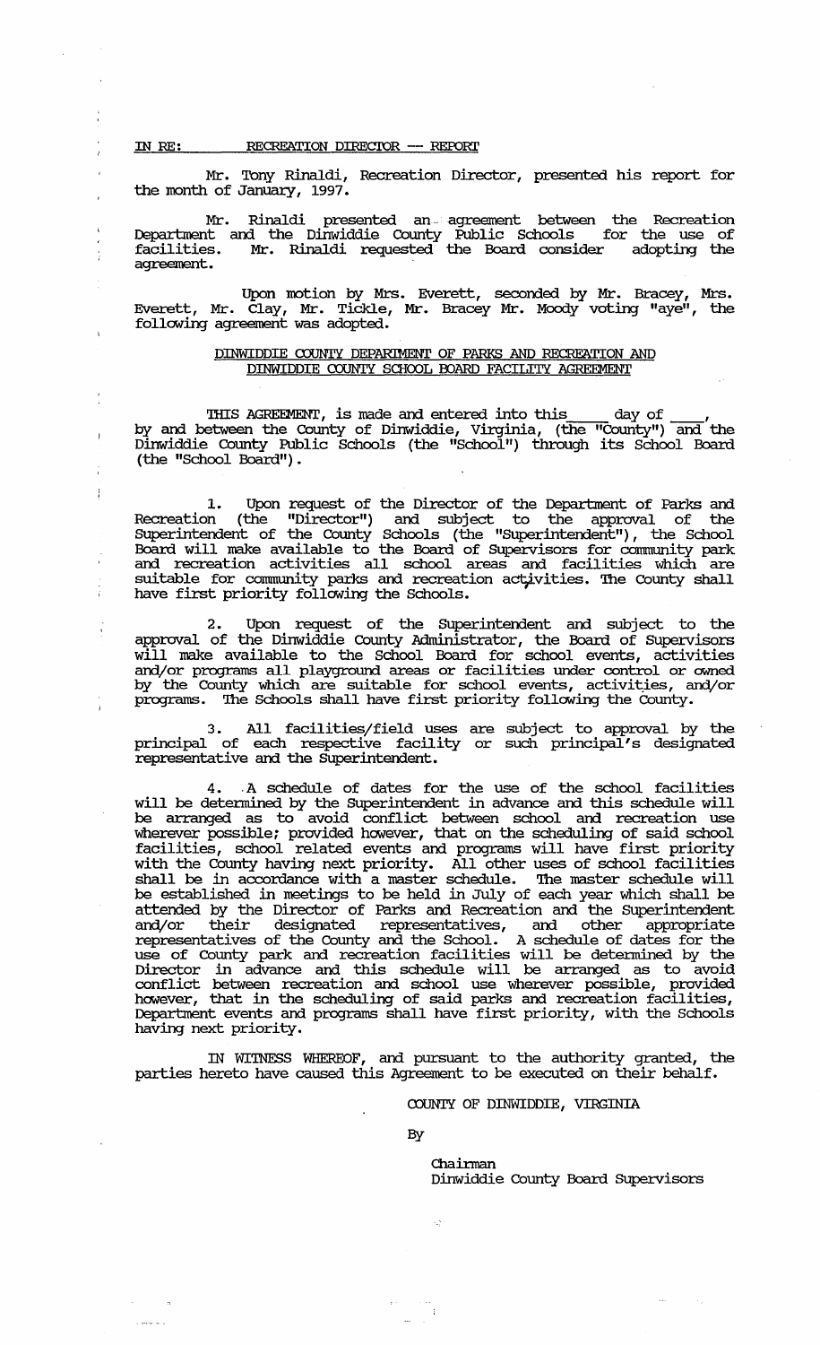IN RE: RECREATION DIRECTOR — REPORT

Mr. Tony Rinaldi, Recreation Director, presented his report for the month of January, 1997.

Mr. Rinaldi presented an agreement between the Recreation Department and the Dinwiddie County Public Schools for the use of facilities. Mr. Rinaldi requested the Board consider adopting the agreement.

Upon motion by Mrs. Everett, seconded by Mr. Bracey, Mrs. Everett, Mr. Clay, Mr. Tickle, Mr. Bracey Mr. Moody voting "aye", the following agreement was adopted.

DINWIDDIE COUNTY DEPARTMENT OF PARKS AND RECREATION AND DINWIDDIE COUNTY SCHOOL BOARD FACILITY AGREEMENT

THIS AGREEMENT, is made and entered into this \_\_\_\_ day of \_\_\_\_, by and between the County of Dinwiddie, Virginia, (the "County") and the Dinwiddie County Public Schools (the "School") through its School Board (the "School Board").

1. Upon request of the Director of the Department of Parks and Recreation (the "Director") and subject to the approval of the Superintendent of the County Schools (the "Superintendent"), the School Board will make available to the Board of Supervisors for community park and recreation activities all school areas and facilities which are suitable for community parks and recreation activities. The County shall have first priority following the Schools.

2. Upon request of the Superintendent and subject to the approval of the Dinwiddie County Administrator, the Board of Supervisors will make available to the School Board for school events, activities and/or programs all playground areas or facilities under control or owned by the County which are suitable for school events, activities, and/or programs. The Schools shall have first priority following the County.

3. All facilities/field uses are subject to approval by the principal of each respective facility or such principal's designated representative and the Superintendent.

4. A schedule of dates for the use of the school facilities will be determined by the Superintendent in advance and this schedule will be arranged as to avoid conflict between school and recreation use wherever possible; provided however, that on the scheduling of said school facilities, school related events and programs will have first priority with the County having next priority. All other uses of school facilities shall be in accordance with a master schedule. The master schedule will be established in meetings to be held in July of each year which shall be attended by the Director of Parks and Recreation and the Superintendent and/or their designated representatives, and other appropriate representatives of the County and the School. A schedule of dates for the use of County park and recreation facilities will be determined by the Director in advance and this schedule will be arranged as to avoid conflict between recreation and school use wherever possible, provided however, that in the scheduling of said parks and recreation facilities, Department events and programs shall have first priority, with the Schools having next priority.

IN WITNESS WHEREOF, and pursuant to the authority granted, the parties hereto have caused this Agreement to be executed on their behalf.

COUNTY OF DINWIDDIE, VIRGINIA

By

Chairman
Dinwiddie County Board Supervisors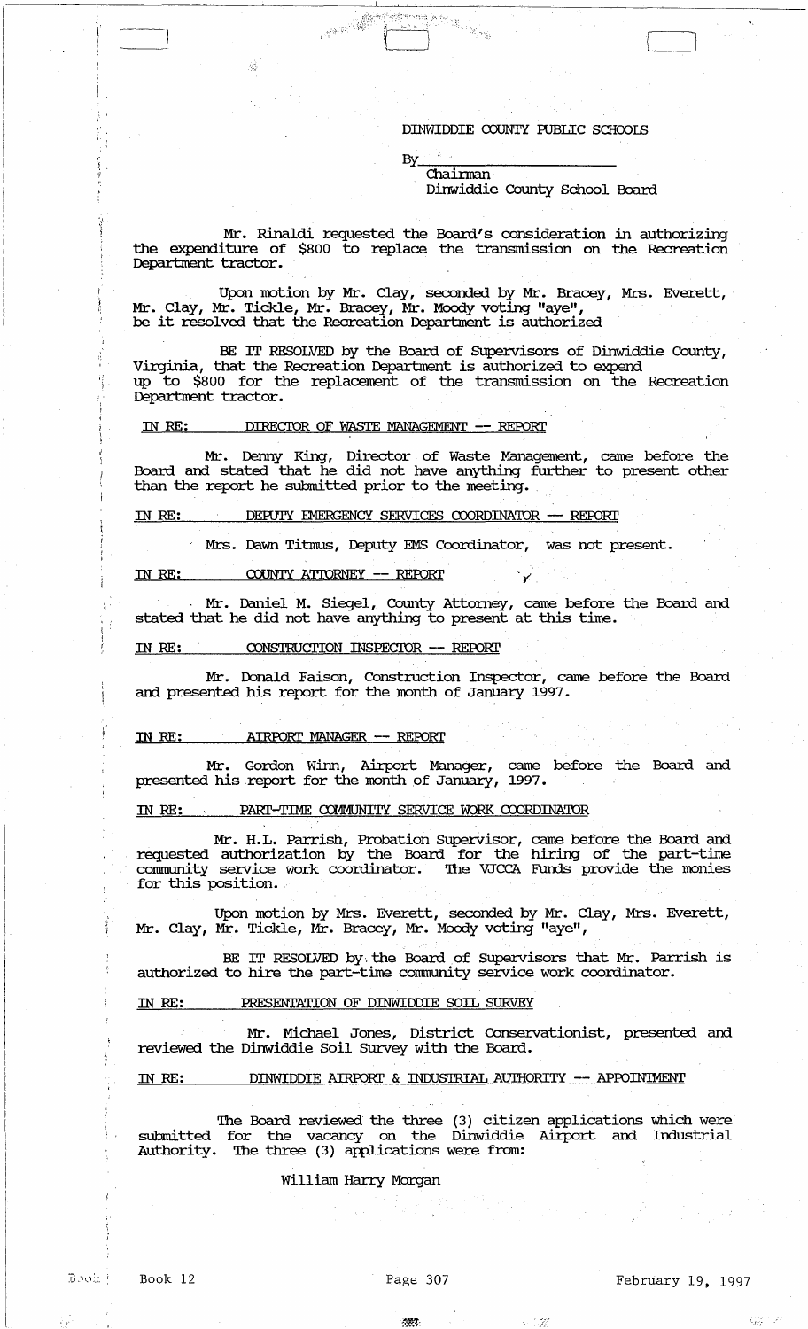DINWIDDIE COUNTY PUBLIC SCHOOLS

By\_\_\_\_\_\_\_\_\_\_\_\_\_\_\_\_\_\_\_\_\_\_\_\_
Chairman
Dinwiddie County School Board

Mr. Rinaldi requested the Board's consideration in authorizing the expenditure of $800 to replace the transmission on the Recreation Department tractor.

Upon motion by Mr. Clay, seconded by Mr. Bracey, Mrs. Everett, Mr. Clay, Mr. Tickle, Mr. Bracey, Mr. Moody voting "aye", be it resolved that the Recreation Department is authorized

BE IT RESOLVED by the Board of Supervisors of Dinwiddie County, Virginia, that the Recreation Department is authorized to expend up to $800 for the replacement of the transmission on the Recreation Department tractor.

IN RE: DIRECTOR OF WASTE MANAGEMENT -- REPORT

Mr. Denny King, Director of Waste Management, came before the Board and stated that he did not have anything further to present other than the report he submitted prior to the meeting.

IN RE: DEPUTY EMERGENCY SERVICES COORDINATOR -- REPORT

Mrs. Dawn Titmus, Deputy EMS Coordinator, was not present.

IN RE: COUNTY ATTORNEY -- REPORT

Mr. Daniel M. Siegel, County Attorney, came before the Board and stated that he did not have anything to present at this time.

IN RE: CONSTRUCTION INSPECTOR -- REPORT

Mr. Donald Faison, Construction Inspector, came before the Board and presented his report for the month of January 1997.

IN RE: AIRPORT MANAGER -- REPORT

Mr. Gordon Winn, Airport Manager, came before the Board and presented his report for the month of January, 1997.

IN RE: PART-TIME COMMUNITY SERVICE WORK COORDINATOR

Mr. H.L. Parrish, Probation Supervisor, came before the Board and requested authorization by the Board for the hiring of the part-time community service work coordinator. The VJCCA Funds provide the monies for this position.

Upon motion by Mrs. Everett, seconded by Mr. Clay, Mrs. Everett, Mr. Clay, Mr. Tickle, Mr. Bracey, Mr. Moody voting "aye",

BE IT RESOLVED by the Board of Supervisors that Mr. Parrish is authorized to hire the part-time community service work coordinator.

IN RE: PRESENTATION OF DINWIDDIE SOIL SURVEY

Mr. Michael Jones, District Conservationist, presented and reviewed the Dinwiddie Soil Survey with the Board.

IN RE: DINWIDDIE AIRPORT & INDUSTRIAL AUTHORITY -- APPOINTMENT

The Board reviewed the three (3) citizen applications which were submitted for the vacancy on the Dinwiddie Airport and Industrial Authority. The three (3) applications were from:

William Harry Morgan

Book 12 Page 307 February 19, 1997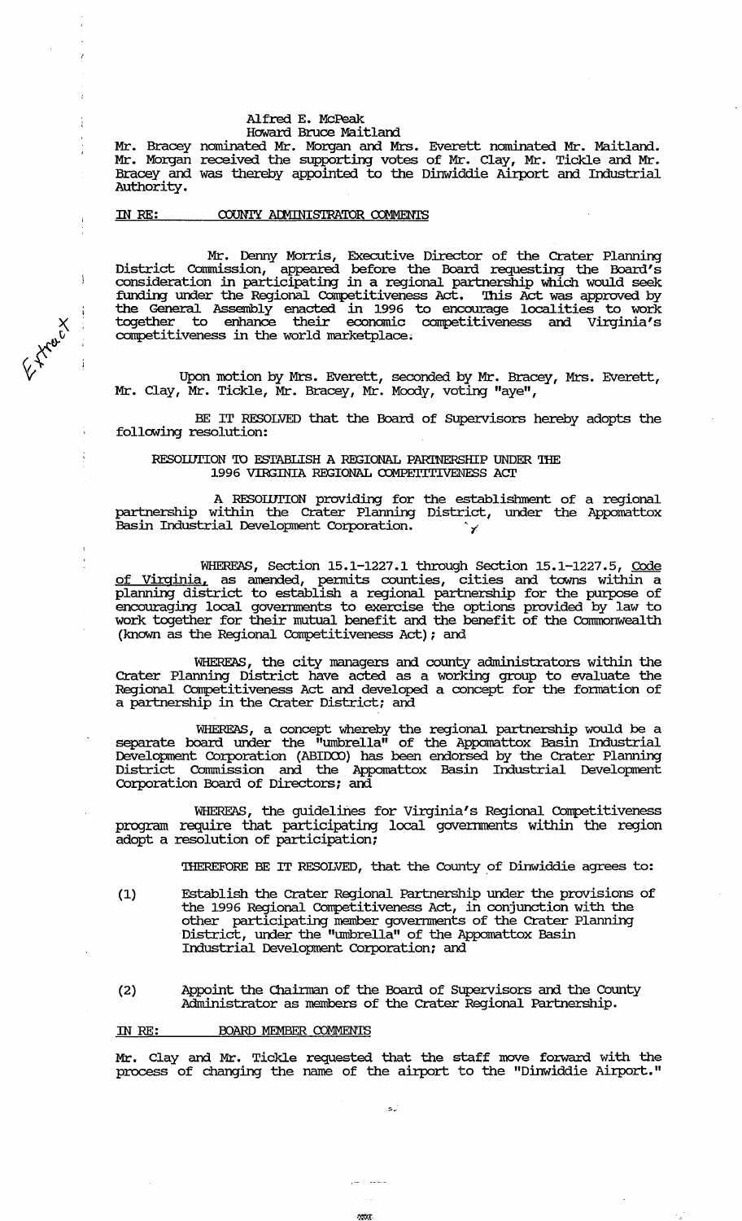Alfred E. McPeak
Howard Bruce Maitland

Mr. Bracey nominated Mr. Morgan and Mrs. Everett nominated Mr. Maitland. Mr. Morgan received the supporting votes of Mr. Clay, Mr. Tickle and Mr. Bracey and was thereby appointed to the Dinwiddie Airport and Industrial Authority.

IN RE: COUNTY ADMINISTRATOR COMMENTS

Mr. Denny Morris, Executive Director of the Crater Planning District Commission, appeared before the Board requesting the Board's consideration in participating in a regional partnership which would seek funding under the Regional Competitiveness Act. This Act was approved by the General Assembly enacted in 1996 to encourage localities to work together to enhance their economic competitiveness and Virginia's competitiveness in the world marketplace.

Upon motion by Mrs. Everett, seconded by Mr. Bracey, Mrs. Everett, Mr. Clay, Mr. Tickle, Mr. Bracey, Mr. Moody, voting "aye",

BE IT RESOLVED that the Board of Supervisors hereby adopts the following resolution:

RESOLUTION TO ESTABLISH A REGIONAL PARTNERSHIP UNDER THE 1996 VIRGINIA REGIONAL COMPETITIVENESS ACT

A RESOLUTION providing for the establishment of a regional partnership within the Crater Planning District, under the Appomattox Basin Industrial Development Corporation.

WHEREAS, Section 15.1-1227.1 through Section 15.1-1227.5, Code of Virginia, as amended, permits counties, cities and towns within a planning district to establish a regional partnership for the purpose of encouraging local governments to exercise the options provided by law to work together for their mutual benefit and the benefit of the Commonwealth (known as the Regional Competitiveness Act); and

WHEREAS, the city managers and county administrators within the Crater Planning District have acted as a working group to evaluate the Regional Competitiveness Act and developed a concept for the formation of a partnership in the Crater District; and

WHEREAS, a concept whereby the regional partnership would be a separate board under the "umbrella" of the Appomattox Basin Industrial Development Corporation (ABIDCO) has been endorsed by the Crater Planning District Commission and the Appomattox Basin Industrial Development Corporation Board of Directors; and

WHEREAS, the guidelines for Virginia's Regional Competitiveness program require that participating local governments within the region adopt a resolution of participation;

THEREFORE BE IT RESOLVED, that the County of Dinwiddie agrees to:

(1) Establish the Crater Regional Partnership under the provisions of the 1996 Regional Competitiveness Act, in conjunction with the other participating member governments of the Crater Planning District, under the "umbrella" of the Appomattox Basin Industrial Development Corporation; and

(2) Appoint the Chairman of the Board of Supervisors and the County Administrator as members of the Crater Regional Partnership.

IN RE: BOARD MEMBER COMMENTS

Mr. Clay and Mr. Tickle requested that the staff move forward with the process of changing the name of the airport to the "Dinwiddie Airport."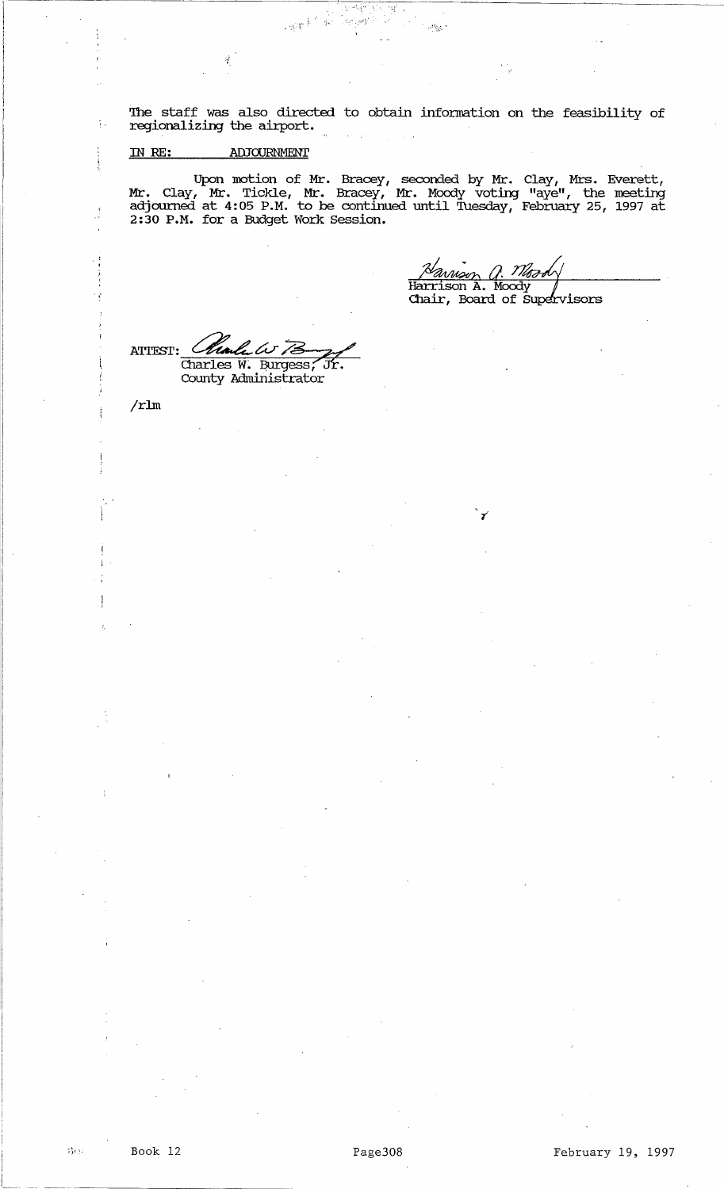The staff was also directed to obtain information on the feasibility of regionalizing the airport.

IN RE: ADJOURNMENT

Upon motion of Mr. Bracey, seconded by Mr. Clay, Mrs. Everett, Mr. Clay, Mr. Tickle, Mr. Bracey, Mr. Moody voting "aye", the meeting adjourned at 4:05 P.M. to be continued until Tuesday, February 25, 1997 at 2:30 P.M. for a Budget Work Session.

Harrison A. Moody
Chair, Board of Supervisors

ATTEST:

Charles W. Burgess, Jr.
County Administrator

/rlm